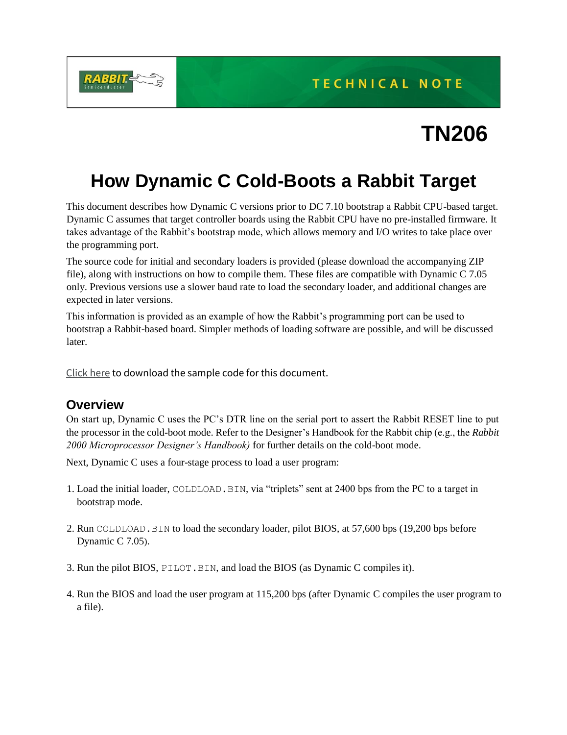TECHNICAL NOTE

# TN206

# How Dynamic C Cold-Boots a Rabbit Target

This document describes how Dynamic C versions prior to DC 7.10 bootstrap a Rabbit CPU-based target. Dynamic C assumes that target controller boards using the Rabbit CPU have no pre-installed firmware. It takes advantage of the Rabbit's bootstrap mode, which allows memory and I/O writes to take place over the programming port.

The source code for initial and secondary loaders is provided (please download the accompanying ZIP file), along with instructions on how to compile them. These files are compatible with Dynamic C 7.05 only. Previous versions use a slower baud rate to load the secondary loader, and additional changes are expected in later versions.

This information is provided as an example of how the Rabbit's programming port can be used to bootstrap a Rabbit-based board. Simpler methods of loading software are possible, and will be discussed later.

Click here to download the sample code for this document.

## Overview

On start up, Dynamic C uses the PC's DTR line on the serial port to assert the Rabbit RESET line to put the processor in the cold-boot mode. Refer to the Designer's Handbook for the Rabbit chip (e.g., the *Rabbit 2000 Microprocessor Designer's Handbook)* for further details on the cold-boot mode.

Next, Dynamic C uses a four-stage process to load a user program:

1. Load the initial loader, `COLDLOAD.BIN`, via "triplets" sent at 2400 bps from the PC to a target in bootstrap mode.

2. Run `COLDLOAD.BIN` to load the secondary loader, pilot BIOS, at 57,600 bps (19,200 bps before Dynamic C 7.05).

3. Run the pilot BIOS, `PILOT.BIN`, and load the BIOS (as Dynamic C compiles it).

4. Run the BIOS and load the user program at 115,200 bps (after Dynamic C compiles the user program to a file).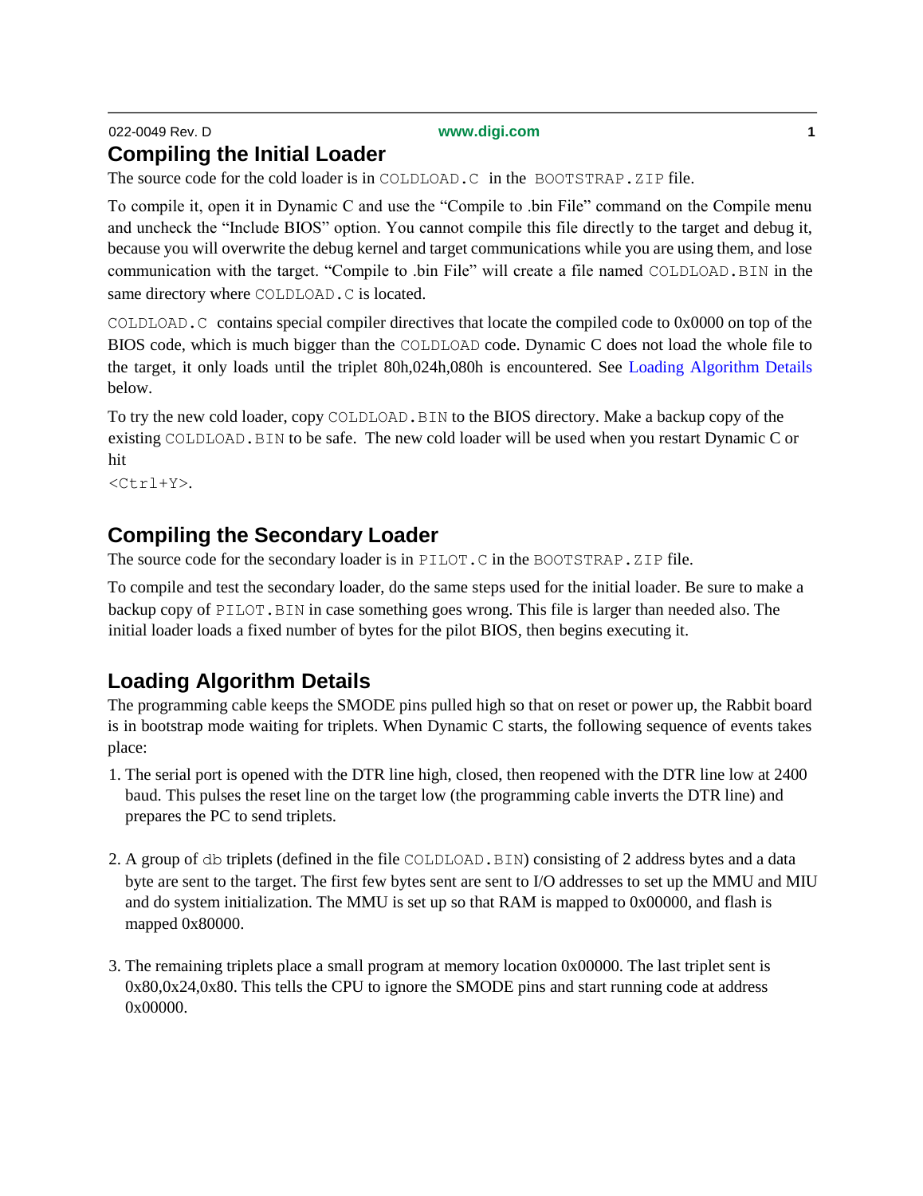## Compiling the Initial Loader

The source code for the cold loader is in COLDLOAD.C in the BOOTSTRAP.ZIP file.

To compile it, open it in Dynamic C and use the "Compile to .bin File" command on the Compile menu and uncheck the "Include BIOS" option. You cannot compile this file directly to the target and debug it, because you will overwrite the debug kernel and target communications while you are using them, and lose communication with the target. "Compile to .bin File" will create a file named COLDLOAD.BIN in the same directory where COLDLOAD.C is located.

COLDLOAD.C contains special compiler directives that locate the compiled code to 0x0000 on top of the BIOS code, which is much bigger than the COLDLOAD code. Dynamic C does not load the whole file to the target, it only loads until the triplet 80h,024h,080h is encountered. See Loading Algorithm Details below.

To try the new cold loader, copy COLDLOAD.BIN to the BIOS directory. Make a backup copy of the existing COLDLOAD.BIN to be safe. The new cold loader will be used when you restart Dynamic C or hit <Ctrl+Y>.

## Compiling the Secondary Loader

The source code for the secondary loader is in PILOT.C in the BOOTSTRAP.ZIP file.

To compile and test the secondary loader, do the same steps used for the initial loader. Be sure to make a backup copy of PILOT.BIN in case something goes wrong. This file is larger than needed also. The initial loader loads a fixed number of bytes for the pilot BIOS, then begins executing it.

## Loading Algorithm Details

The programming cable keeps the SMODE pins pulled high so that on reset or power up, the Rabbit board is in bootstrap mode waiting for triplets. When Dynamic C starts, the following sequence of events takes place:

1. The serial port is opened with the DTR line high, closed, then reopened with the DTR line low at 2400 baud. This pulses the reset line on the target low (the programming cable inverts the DTR line) and prepares the PC to send triplets.

2. A group of db triplets (defined in the file COLDLOAD.BIN) consisting of 2 address bytes and a data byte are sent to the target. The first few bytes sent are sent to I/O addresses to set up the MMU and MIU and do system initialization. The MMU is set up so that RAM is mapped to 0x00000, and flash is mapped 0x80000.

3. The remaining triplets place a small program at memory location 0x00000. The last triplet sent is 0x80,0x24,0x80. This tells the CPU to ignore the SMODE pins and start running code at address 0x00000.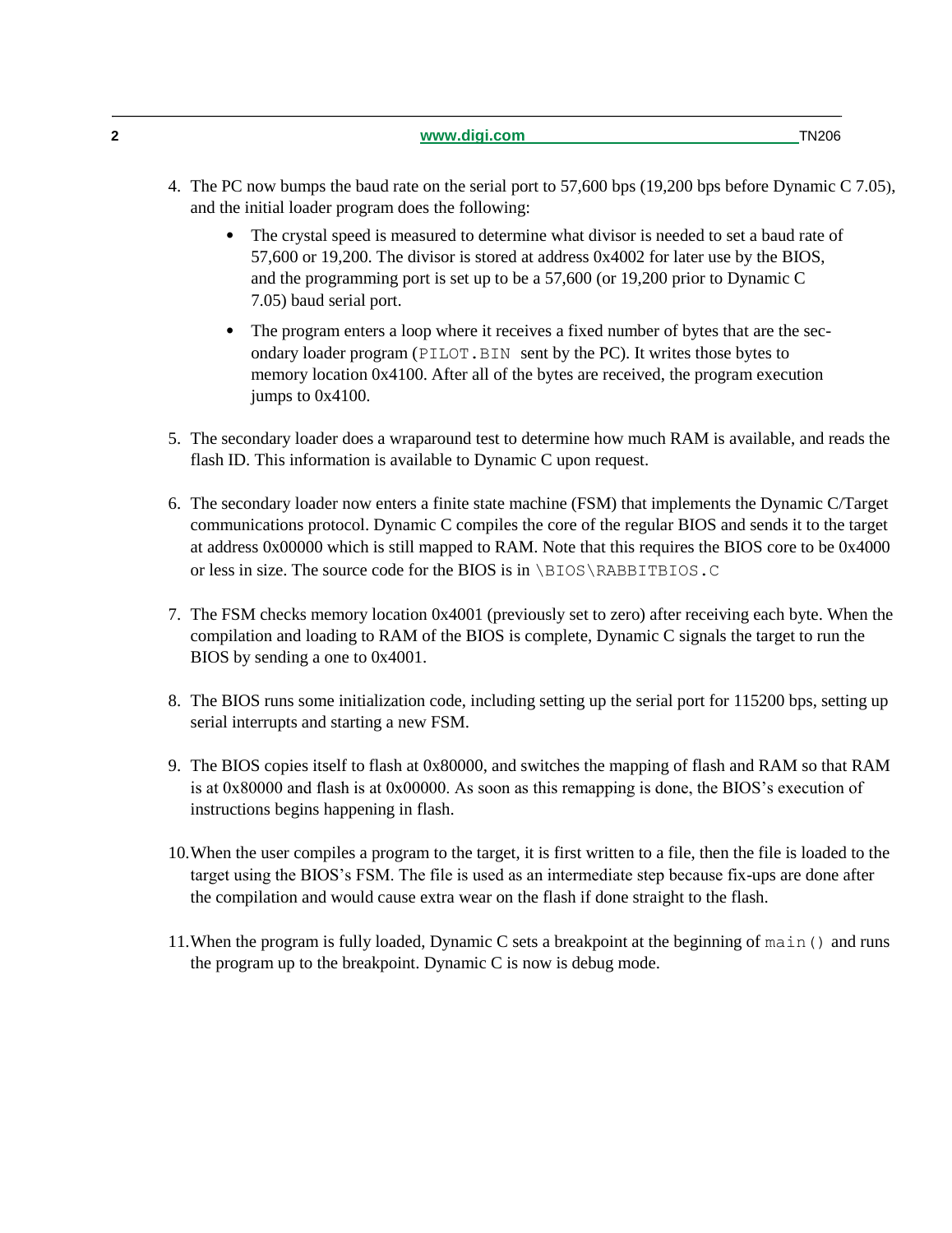4. The PC now bumps the baud rate on the serial port to 57,600 bps (19,200 bps before Dynamic C 7.05), and the initial loader program does the following:

   - The crystal speed is measured to determine what divisor is needed to set a baud rate of 57,600 or 19,200. The divisor is stored at address 0x4002 for later use by the BIOS, and the programming port is set up to be a 57,600 (or 19,200 prior to Dynamic C 7.05) baud serial port.

   - The program enters a loop where it receives a fixed number of bytes that are the secondary loader program (`PILOT.BIN` sent by the PC). It writes those bytes to memory location 0x4100. After all of the bytes are received, the program execution jumps to 0x4100.

5. The secondary loader does a wraparound test to determine how much RAM is available, and reads the flash ID. This information is available to Dynamic C upon request.

6. The secondary loader now enters a finite state machine (FSM) that implements the Dynamic C/Target communications protocol. Dynamic C compiles the core of the regular BIOS and sends it to the target at address 0x00000 which is still mapped to RAM. Note that this requires the BIOS core to be 0x4000 or less in size. The source code for the BIOS is in `\BIOS\RABBITBIOS.C`

7. The FSM checks memory location 0x4001 (previously set to zero) after receiving each byte. When the compilation and loading to RAM of the BIOS is complete, Dynamic C signals the target to run the BIOS by sending a one to 0x4001.

8. The BIOS runs some initialization code, including setting up the serial port for 115200 bps, setting up serial interrupts and starting a new FSM.

9. The BIOS copies itself to flash at 0x80000, and switches the mapping of flash and RAM so that RAM is at 0x80000 and flash is at 0x00000. As soon as this remapping is done, the BIOS's execution of instructions begins happening in flash.

10. When the user compiles a program to the target, it is first written to a file, then the file is loaded to the target using the BIOS's FSM. The file is used as an intermediate step because fix-ups are done after the compilation and would cause extra wear on the flash if done straight to the flash.

11. When the program is fully loaded, Dynamic C sets a breakpoint at the beginning of `main()` and runs the program up to the breakpoint. Dynamic C is now is debug mode.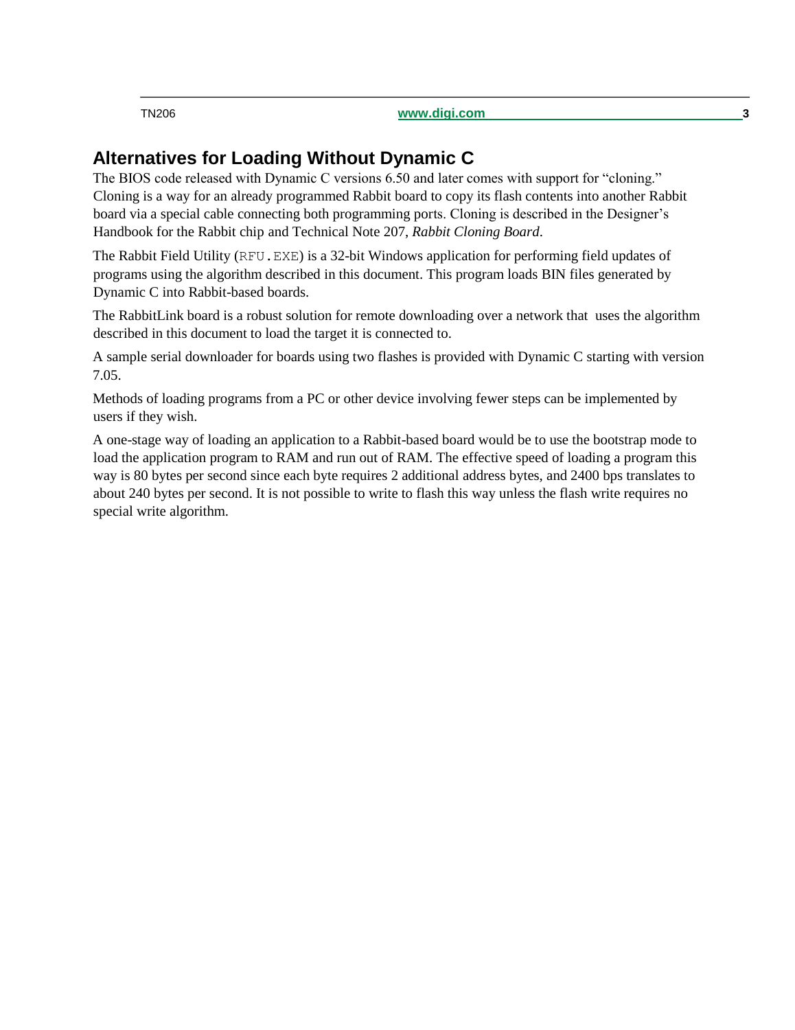## Alternatives for Loading Without Dynamic C

The BIOS code released with Dynamic C versions 6.50 and later comes with support for "cloning." Cloning is a way for an already programmed Rabbit board to copy its flash contents into another Rabbit board via a special cable connecting both programming ports. Cloning is described in the Designer's Handbook for the Rabbit chip and Technical Note 207, *Rabbit Cloning Board*.

The Rabbit Field Utility (`RFU.EXE`) is a 32-bit Windows application for performing field updates of programs using the algorithm described in this document. This program loads BIN files generated by Dynamic C into Rabbit-based boards.

The RabbitLink board is a robust solution for remote downloading over a network that uses the algorithm described in this document to load the target it is connected to.

A sample serial downloader for boards using two flashes is provided with Dynamic C starting with version 7.05.

Methods of loading programs from a PC or other device involving fewer steps can be implemented by users if they wish.

A one-stage way of loading an application to a Rabbit-based board would be to use the bootstrap mode to load the application program to RAM and run out of RAM. The effective speed of loading a program this way is 80 bytes per second since each byte requires 2 additional address bytes, and 2400 bps translates to about 240 bytes per second. It is not possible to write to flash this way unless the flash write requires no special write algorithm.